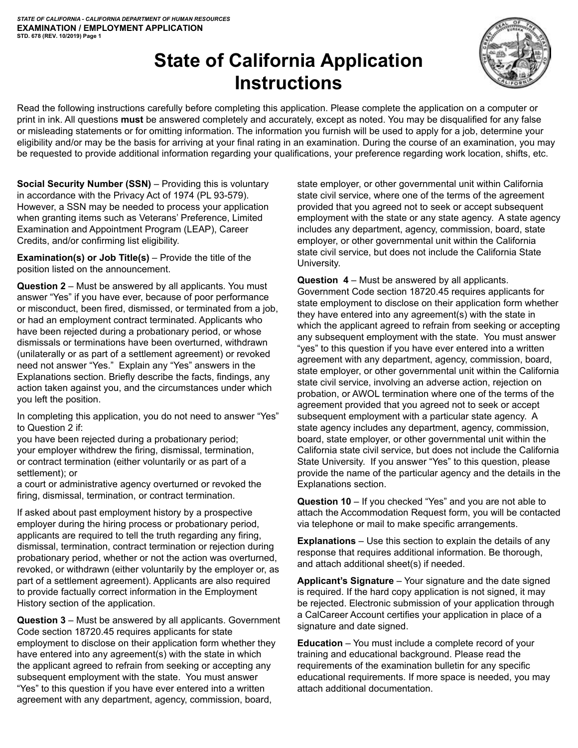STATE OF CALIFORNIA - CALIFORNIA DEPARTMENT OF HUMAN RESOURCES
**EXAMINATION / EMPLOYMENT APPLICATION**
STD. 678 (REV. 10/2019) Page 1

# State of California Application Instructions

Read the following instructions carefully before completing this application. Please complete the application on a computer or print in ink. All questions **must** be answered completely and accurately, except as noted. You may be disqualified for any false or misleading statements or for omitting information. The information you furnish will be used to apply for a job, determine your eligibility and/or may be the basis for arriving at your final rating in an examination. During the course of an examination, you may be requested to provide additional information regarding your qualifications, your preference regarding work location, shifts, etc.

**Social Security Number (SSN)** – Providing this is voluntary in accordance with the Privacy Act of 1974 (PL 93-579). However, a SSN may be needed to process your application when granting items such as Veterans' Preference, Limited Examination and Appointment Program (LEAP), Career Credits, and/or confirming list eligibility.

**Examination(s) or Job Title(s)** – Provide the title of the position listed on the announcement.

**Question 2** – Must be answered by all applicants. You must answer "Yes" if you have ever, because of poor performance or misconduct, been fired, dismissed, or terminated from a job, or had an employment contract terminated. Applicants who have been rejected during a probationary period, or whose dismissals or terminations have been overturned, withdrawn (unilaterally or as part of a settlement agreement) or revoked need not answer "Yes." Explain any "Yes" answers in the Explanations section. Briefly describe the facts, findings, any action taken against you, and the circumstances under which you left the position.

In completing this application, you do not need to answer "Yes" to Question 2 if:
you have been rejected during a probationary period;
your employer withdrew the firing, dismissal, termination, or contract termination (either voluntarily or as part of a settlement); or
a court or administrative agency overturned or revoked the firing, dismissal, termination, or contract termination.

If asked about past employment history by a prospective employer during the hiring process or probationary period, applicants are required to tell the truth regarding any firing, dismissal, termination, contract termination or rejection during probationary period, whether or not the action was overturned, revoked, or withdrawn (either voluntarily by the employer or, as part of a settlement agreement). Applicants are also required to provide factually correct information in the Employment History section of the application.

**Question 3** – Must be answered by all applicants. Government Code section 18720.45 requires applicants for state employment to disclose on their application form whether they have entered into any agreement(s) with the state in which the applicant agreed to refrain from seeking or accepting any subsequent employment with the state. You must answer "Yes" to this question if you have ever entered into a written agreement with any department, agency, commission, board, state employer, or other governmental unit within California state civil service, where one of the terms of the agreement provided that you agreed not to seek or accept subsequent employment with the state or any state agency. A state agency includes any department, agency, commission, board, state employer, or other governmental unit within the California state civil service, but does not include the California State University.

**Question 4** – Must be answered by all applicants. Government Code section 18720.45 requires applicants for state employment to disclose on their application form whether they have entered into any agreement(s) with the state in which the applicant agreed to refrain from seeking or accepting any subsequent employment with the state. You must answer "yes" to this question if you have ever entered into a written agreement with any department, agency, commission, board, state employer, or other governmental unit within the California state civil service, involving an adverse action, rejection on probation, or AWOL termination where one of the terms of the agreement provided that you agreed not to seek or accept subsequent employment with a particular state agency. A state agency includes any department, agency, commission, board, state employer, or other governmental unit within the California state civil service, but does not include the California State University. If you answer "Yes" to this question, please provide the name of the particular agency and the details in the Explanations section.

**Question 10** – If you checked "Yes" and you are not able to attach the Accommodation Request form, you will be contacted via telephone or mail to make specific arrangements.

**Explanations** – Use this section to explain the details of any response that requires additional information. Be thorough, and attach additional sheet(s) if needed.

**Applicant's Signature** – Your signature and the date signed is required. If the hard copy application is not signed, it may be rejected. Electronic submission of your application through a CalCareer Account certifies your application in place of a signature and date signed.

**Education** – You must include a complete record of your training and educational background. Please read the requirements of the examination bulletin for any specific educational requirements. If more space is needed, you may attach additional documentation.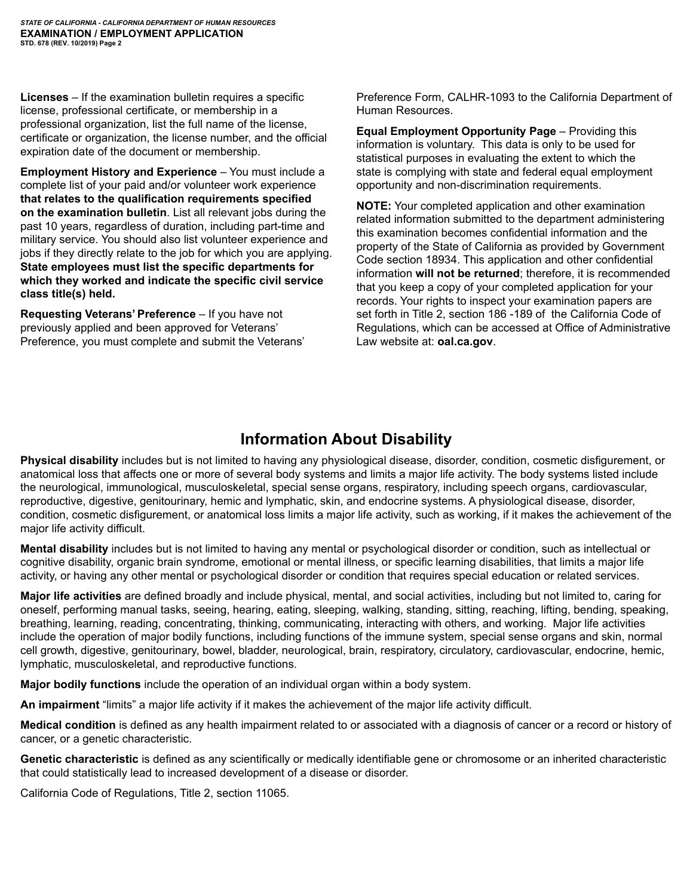**Licenses** – If the examination bulletin requires a specific license, professional certificate, or membership in a professional organization, list the full name of the license, certificate or organization, the license number, and the official expiration date of the document or membership.

**Employment History and Experience** – You must include a complete list of your paid and/or volunteer work experience **that relates to the qualification requirements specified on the examination bulletin**. List all relevant jobs during the past 10 years, regardless of duration, including part-time and military service. You should also list volunteer experience and jobs if they directly relate to the job for which you are applying. **State employees must list the specific departments for which they worked and indicate the specific civil service class title(s) held.**

**Requesting Veterans' Preference** – If you have not previously applied and been approved for Veterans' Preference, you must complete and submit the Veterans' Preference Form, CALHR-1093 to the California Department of Human Resources.

**Equal Employment Opportunity Page** – Providing this information is voluntary. This data is only to be used for statistical purposes in evaluating the extent to which the state is complying with state and federal equal employment opportunity and non-discrimination requirements.

**NOTE:** Your completed application and other examination related information submitted to the department administering this examination becomes confidential information and the property of the State of California as provided by Government Code section 18934. This application and other confidential information **will not be returned**; therefore, it is recommended that you keep a copy of your completed application for your records. Your rights to inspect your examination papers are set forth in Title 2, section 186 -189 of the California Code of Regulations, which can be accessed at Office of Administrative Law website at: **oal.ca.gov**.

## Information About Disability

**Physical disability** includes but is not limited to having any physiological disease, disorder, condition, cosmetic disfigurement, or anatomical loss that affects one or more of several body systems and limits a major life activity. The body systems listed include the neurological, immunological, musculoskeletal, special sense organs, respiratory, including speech organs, cardiovascular, reproductive, digestive, genitourinary, hemic and lymphatic, skin, and endocrine systems. A physiological disease, disorder, condition, cosmetic disfigurement, or anatomical loss limits a major life activity, such as working, if it makes the achievement of the major life activity difficult.

**Mental disability** includes but is not limited to having any mental or psychological disorder or condition, such as intellectual or cognitive disability, organic brain syndrome, emotional or mental illness, or specific learning disabilities, that limits a major life activity, or having any other mental or psychological disorder or condition that requires special education or related services.

**Major life activities** are defined broadly and include physical, mental, and social activities, including but not limited to, caring for oneself, performing manual tasks, seeing, hearing, eating, sleeping, walking, standing, sitting, reaching, lifting, bending, speaking, breathing, learning, reading, concentrating, thinking, communicating, interacting with others, and working. Major life activities include the operation of major bodily functions, including functions of the immune system, special sense organs and skin, normal cell growth, digestive, genitourinary, bowel, bladder, neurological, brain, respiratory, circulatory, cardiovascular, endocrine, hemic, lymphatic, musculoskeletal, and reproductive functions.

**Major bodily functions** include the operation of an individual organ within a body system.

**An impairment** "limits" a major life activity if it makes the achievement of the major life activity difficult.

**Medical condition** is defined as any health impairment related to or associated with a diagnosis of cancer or a record or history of cancer, or a genetic characteristic.

**Genetic characteristic** is defined as any scientifically or medically identifiable gene or chromosome or an inherited characteristic that could statistically lead to increased development of a disease or disorder.

California Code of Regulations, Title 2, section 11065.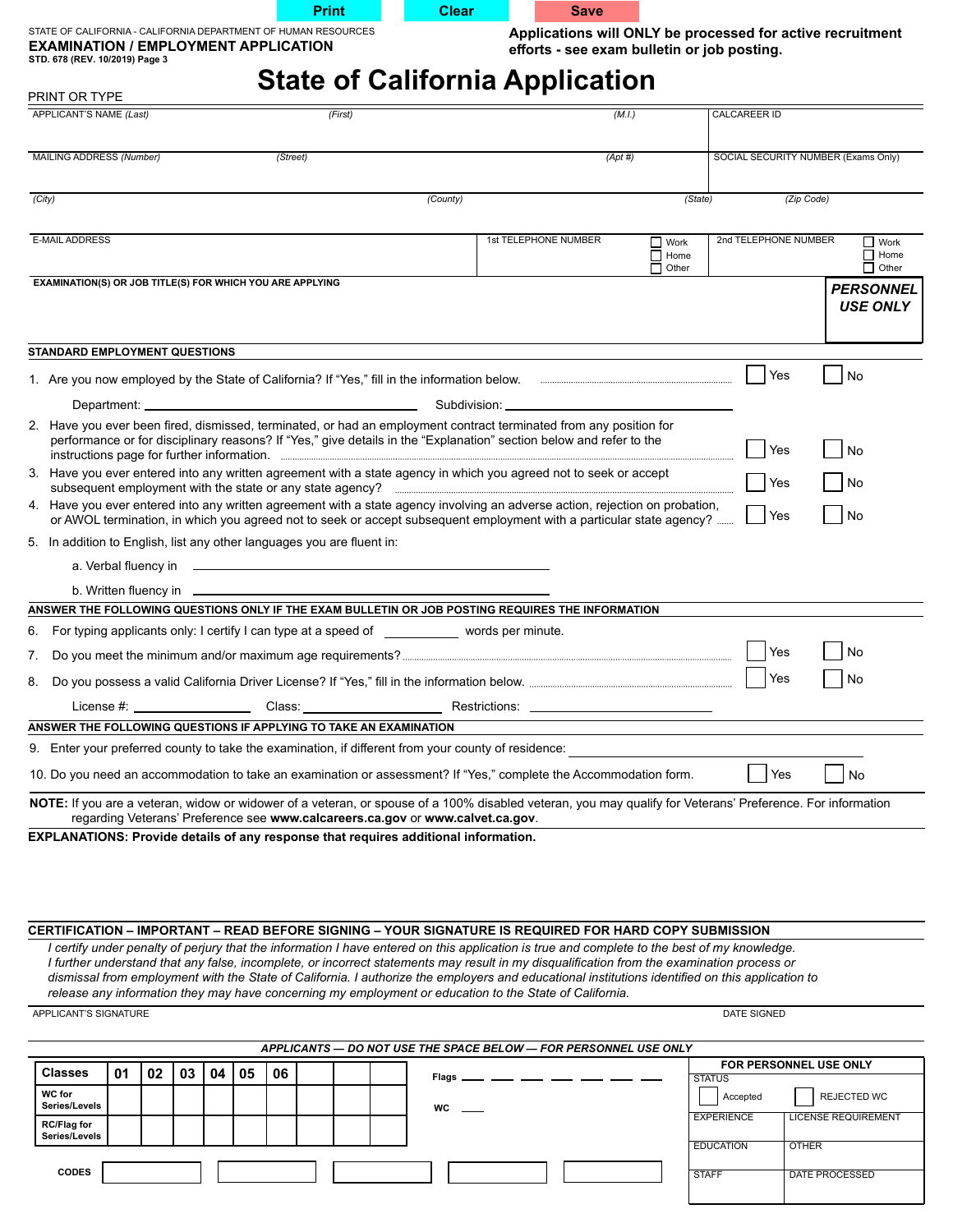Print | Clear | Save

STATE OF CALIFORNIA - CALIFORNIA DEPARTMENT OF HUMAN RESOURCES
**EXAMINATION / EMPLOYMENT APPLICATION**
STD. 678 (REV. 10/2019) Page 3

**Applications will ONLY be processed for active recruitment efforts - see exam bulletin or job posting.**

# State of California Application

PRINT OR TYPE

| APPLICANT'S NAME *(Last)* | *(First)* | *(M.I.)* | CALCAREER ID |
|---|---|---|---|
| MAILING ADDRESS *(Number)* | *(Street)* | *(Apt #)* | SOCIAL SECURITY NUMBER (Exams Only) |
| *(City)* | *(County)* | *(State)* | *(Zip Code)* |
| E-MAIL ADDRESS | 1st TELEPHONE NUMBER ☐ Work ☐ Home ☐ Other | | 2nd TELEPHONE NUMBER ☐ Work ☐ Home ☐ Other |

EXAMINATION(S) OR JOB TITLE(S) FOR WHICH YOU ARE APPLYING

***PERSONNEL USE ONLY***

**STANDARD EMPLOYMENT QUESTIONS**

1. Are you now employed by the State of California? If "Yes," fill in the information below. ☐ Yes ☐ No

   Department: ____________ Subdivision: ____________

2. Have you ever been fired, dismissed, terminated, or had an employment contract terminated from any position for performance or for disciplinary reasons? If "Yes," give details in the "Explanation" section below and refer to the instructions page for further information. ☐ Yes ☐ No
3. Have you ever entered into any written agreement with a state agency in which you agreed not to seek or accept subsequent employment with the state or any state agency? ☐ Yes ☐ No
4. Have you ever entered into any written agreement with a state agency involving an adverse action, rejection on probation, or AWOL termination, in which you agreed not to seek or accept subsequent employment with a particular state agency? ☐ Yes ☐ No
5. In addition to English, list any other languages you are fluent in:

   a. Verbal fluency in ____________

   b. Written fluency in ____________

**ANSWER THE FOLLOWING QUESTIONS ONLY IF THE EXAM BULLETIN OR JOB POSTING REQUIRES THE INFORMATION**

6. For typing applicants only: I certify I can type at a speed of ________ words per minute.
7. Do you meet the minimum and/or maximum age requirements? ☐ Yes ☐ No
8. Do you possess a valid California Driver License? If "Yes," fill in the information below. ☐ Yes ☐ No

   License #: ________ Class: ________ Restrictions: ________

**ANSWER THE FOLLOWING QUESTIONS IF APPLYING TO TAKE AN EXAMINATION**

9. Enter your preferred county to take the examination, if different from your county of residence: ____________
10. Do you need an accommodation to take an examination or assessment? If "Yes," complete the Accommodation form. ☐ Yes ☐ No

**NOTE:** If you are a veteran, widow or widower of a veteran, or spouse of a 100% disabled veteran, you may qualify for Veterans' Preference. For information regarding Veterans' Preference see **www.calcareers.ca.gov** or **www.calvet.ca.gov**.

**EXPLANATIONS: Provide details of any response that requires additional information.**

**CERTIFICATION – IMPORTANT – READ BEFORE SIGNING – YOUR SIGNATURE IS REQUIRED FOR HARD COPY SUBMISSION**

*I certify under penalty of perjury that the information I have entered on this application is true and complete to the best of my knowledge. I further understand that any false, incomplete, or incorrect statements may result in my disqualification from the examination process or dismissal from employment with the State of California. I authorize the employers and educational institutions identified on this application to release any information they may have concerning my employment or education to the State of California.*

APPLICANT'S SIGNATURE | DATE SIGNED

***APPLICANTS — DO NOT USE THE SPACE BELOW — FOR PERSONNEL USE ONLY***

| Classes | 01 | 02 | 03 | 04 | 05 | 06 | | | |
|---|---|---|---|---|---|---|---|---|---|
| WC for Series/Levels | | | | | | | | | |
| RC/Flag for Series/Levels | | | | | | | | | |

Flags ___ ___ ___ ___ ___ ___ ___

WC ___

CODES ____ ____ ____ ____ ____

| FOR PERSONNEL USE ONLY | |
|---|---|
| STATUS ☐ Accepted | ☐ REJECTED WC |
| EXPERIENCE | LICENSE REQUIREMENT |
| EDUCATION | OTHER |
| STAFF | DATE PROCESSED |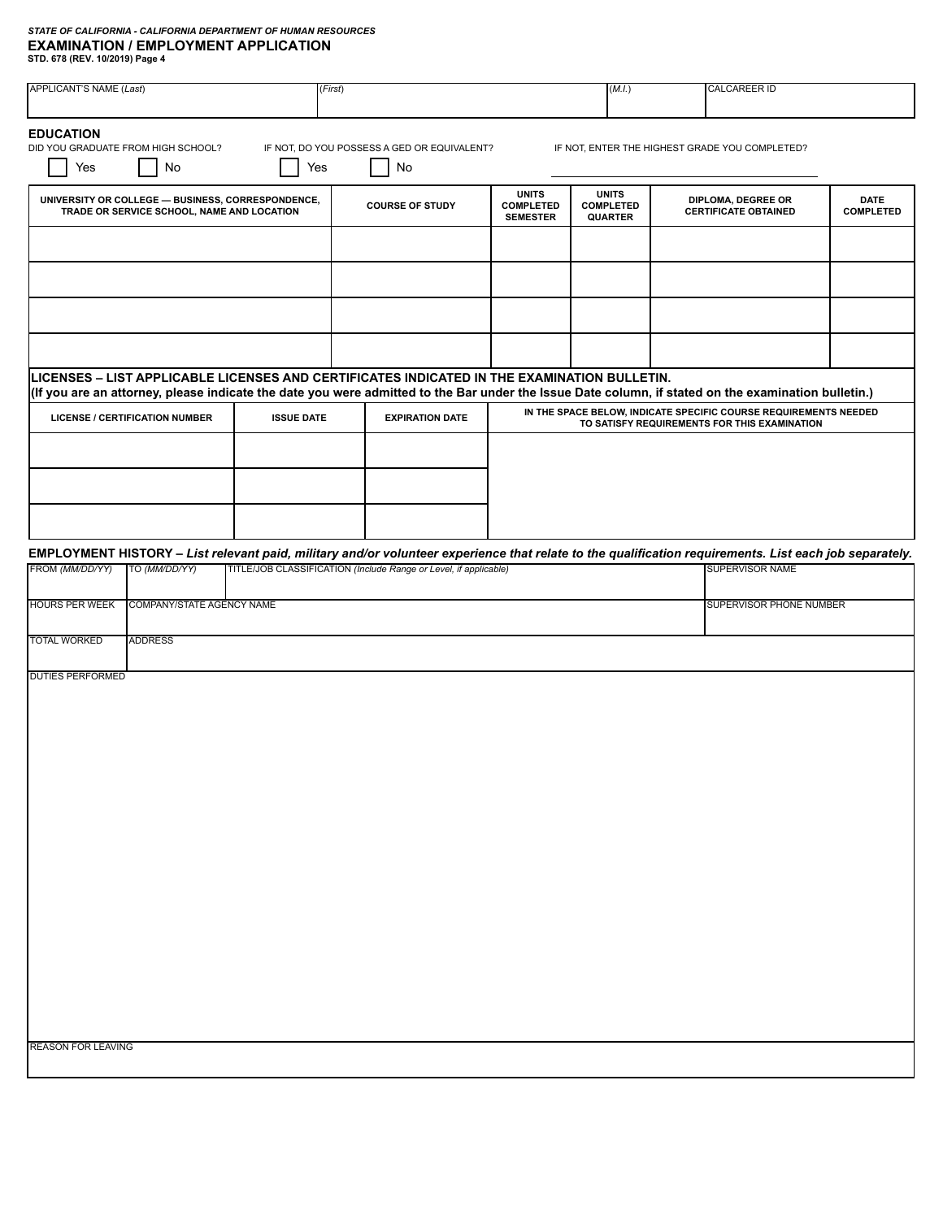*STATE OF CALIFORNIA - CALIFORNIA DEPARTMENT OF HUMAN RESOURCES*

**EXAMINATION / EMPLOYMENT APPLICATION**

**STD. 678 (REV. 10/2019) Page 4**

| APPLICANT'S NAME (*Last*) | (*First*) | (*M.I.*) | CALCAREER ID |
|---|---|---|---|
| | | | |

## EDUCATION

DID YOU GRADUATE FROM HIGH SCHOOL? ☐ Yes ☐ No

IF NOT, DO YOU POSSESS A GED OR EQUIVALENT? ☐ Yes ☐ No

IF NOT, ENTER THE HIGHEST GRADE YOU COMPLETED? ____________________

| UNIVERSITY OR COLLEGE — BUSINESS, CORRESPONDENCE, TRADE OR SERVICE SCHOOL, NAME AND LOCATION | COURSE OF STUDY | UNITS COMPLETED SEMESTER | UNITS COMPLETED QUARTER | DIPLOMA, DEGREE OR CERTIFICATE OBTAINED | DATE COMPLETED |
|---|---|---|---|---|---|
| | | | | | |
| | | | | | |
| | | | | | |
| | | | | | |

**LICENSES – LIST APPLICABLE LICENSES AND CERTIFICATES INDICATED IN THE EXAMINATION BULLETIN.**
**(If you are an attorney, please indicate the date you were admitted to the Bar under the Issue Date column, if stated on the examination bulletin.)**

| LICENSE / CERTIFICATION NUMBER | ISSUE DATE | EXPIRATION DATE | IN THE SPACE BELOW, INDICATE SPECIFIC COURSE REQUIREMENTS NEEDED TO SATISFY REQUIREMENTS FOR THIS EXAMINATION |
|---|---|---|---|
| | | | |
| | | | |
| | | | |

**EMPLOYMENT HISTORY** – ***List relevant paid, military and/or volunteer experience that relate to the qualification requirements. List each job separately.***

| FROM (*MM/DD/YY*) | TO (*MM/DD/YY*) | TITLE/JOB CLASSIFICATION (*Include Range or Level, if applicable*) | SUPERVISOR NAME |
|---|---|---|---|
| | | | |

| HOURS PER WEEK | COMPANY/STATE AGENCY NAME | SUPERVISOR PHONE NUMBER |
|---|---|---|
| | | |

| TOTAL WORKED | ADDRESS |
|---|---|
| | |

DUTIES PERFORMED

REASON FOR LEAVING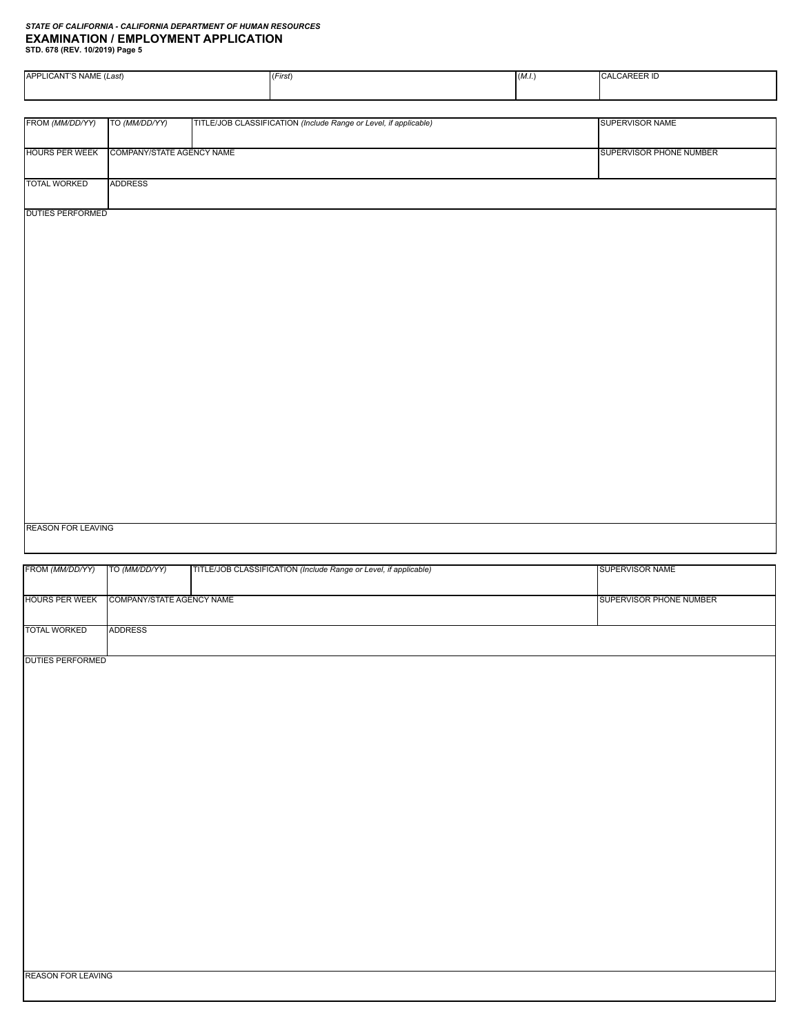*STATE OF CALIFORNIA - CALIFORNIA DEPARTMENT OF HUMAN RESOURCES*

**EXAMINATION / EMPLOYMENT APPLICATION**

**STD. 678 (REV. 10/2019) Page 5**

| APPLICANT'S NAME (*Last*) | (*First*) | (*M.I.*) | CALCAREER ID |
|---|---|---|---|
| | | | |

| FROM (*MM/DD/YY*) | TO (*MM/DD/YY*) | TITLE/JOB CLASSIFICATION (*Include Range or Level, if applicable*) | SUPERVISOR NAME |
|---|---|---|---|
| HOURS PER WEEK | COMPANY/STATE AGENCY NAME | | SUPERVISOR PHONE NUMBER |
| TOTAL WORKED | ADDRESS | | |

DUTIES PERFORMED

REASON FOR LEAVING

| FROM (*MM/DD/YY*) | TO (*MM/DD/YY*) | TITLE/JOB CLASSIFICATION (*Include Range or Level, if applicable*) | SUPERVISOR NAME |
|---|---|---|---|
| HOURS PER WEEK | COMPANY/STATE AGENCY NAME | | SUPERVISOR PHONE NUMBER |
| TOTAL WORKED | ADDRESS | | |

DUTIES PERFORMED

REASON FOR LEAVING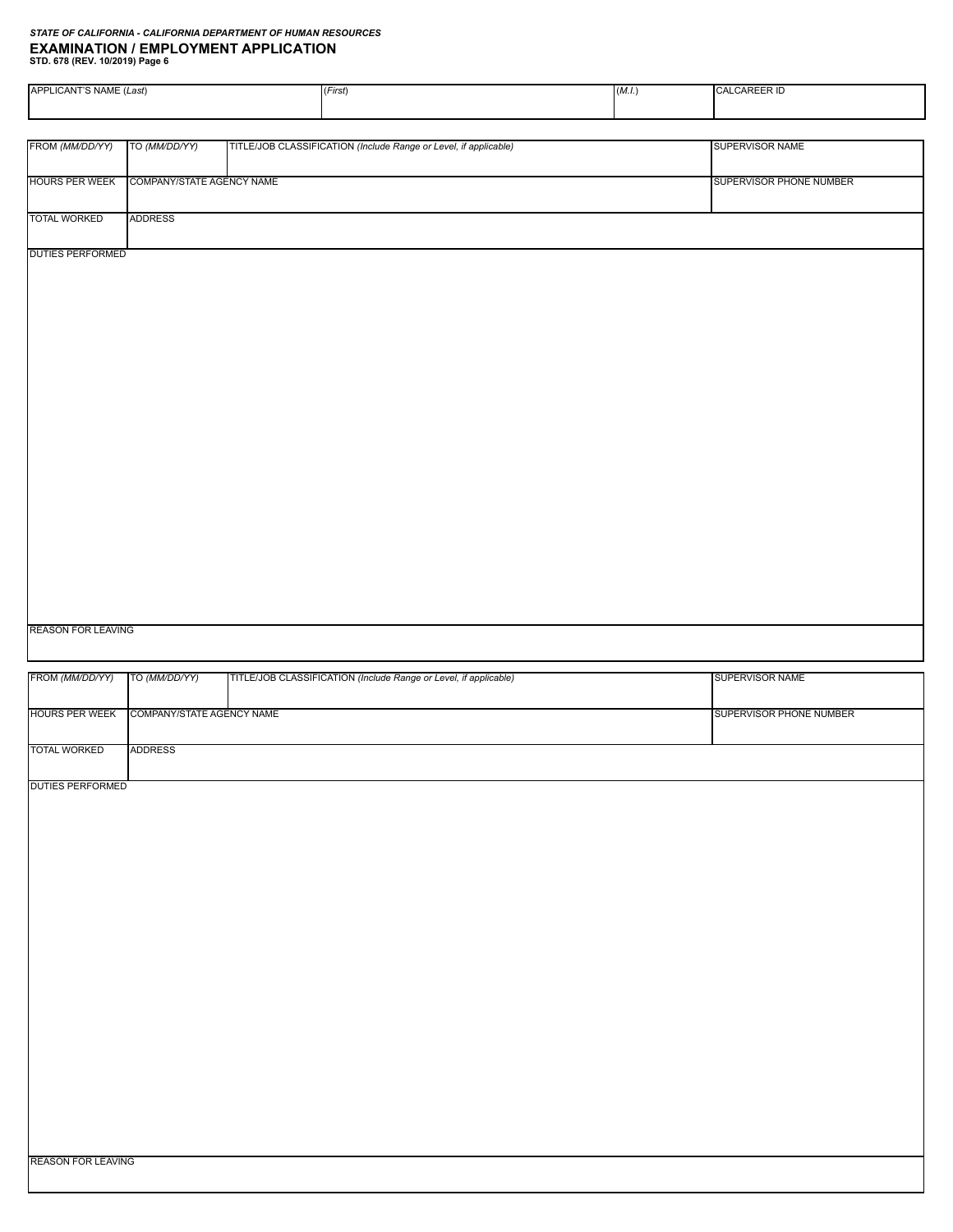*STATE OF CALIFORNIA - CALIFORNIA DEPARTMENT OF HUMAN RESOURCES*

# EXAMINATION / EMPLOYMENT APPLICATION

**STD. 678 (REV. 10/2019) Page 6**

| APPLICANT'S NAME (*Last*) | (*First*) | (*M.I.*) | CALCAREER ID |
|---|---|---|---|
| | | | |

| FROM *(MM/DD/YY)* | TO *(MM/DD/YY)* | TITLE/JOB CLASSIFICATION *(Include Range or Level, if applicable)* | SUPERVISOR NAME |
|---|---|---|---|
| HOURS PER WEEK | COMPANY/STATE AGENCY NAME | | SUPERVISOR PHONE NUMBER |
| TOTAL WORKED | ADDRESS | | |
| DUTIES PERFORMED | | | |
| REASON FOR LEAVING | | | |

| FROM *(MM/DD/YY)* | TO *(MM/DD/YY)* | TITLE/JOB CLASSIFICATION *(Include Range or Level, if applicable)* | SUPERVISOR NAME |
|---|---|---|---|
| HOURS PER WEEK | COMPANY/STATE AGENCY NAME | | SUPERVISOR PHONE NUMBER |
| TOTAL WORKED | ADDRESS | | |
| DUTIES PERFORMED | | | |
| REASON FOR LEAVING | | | |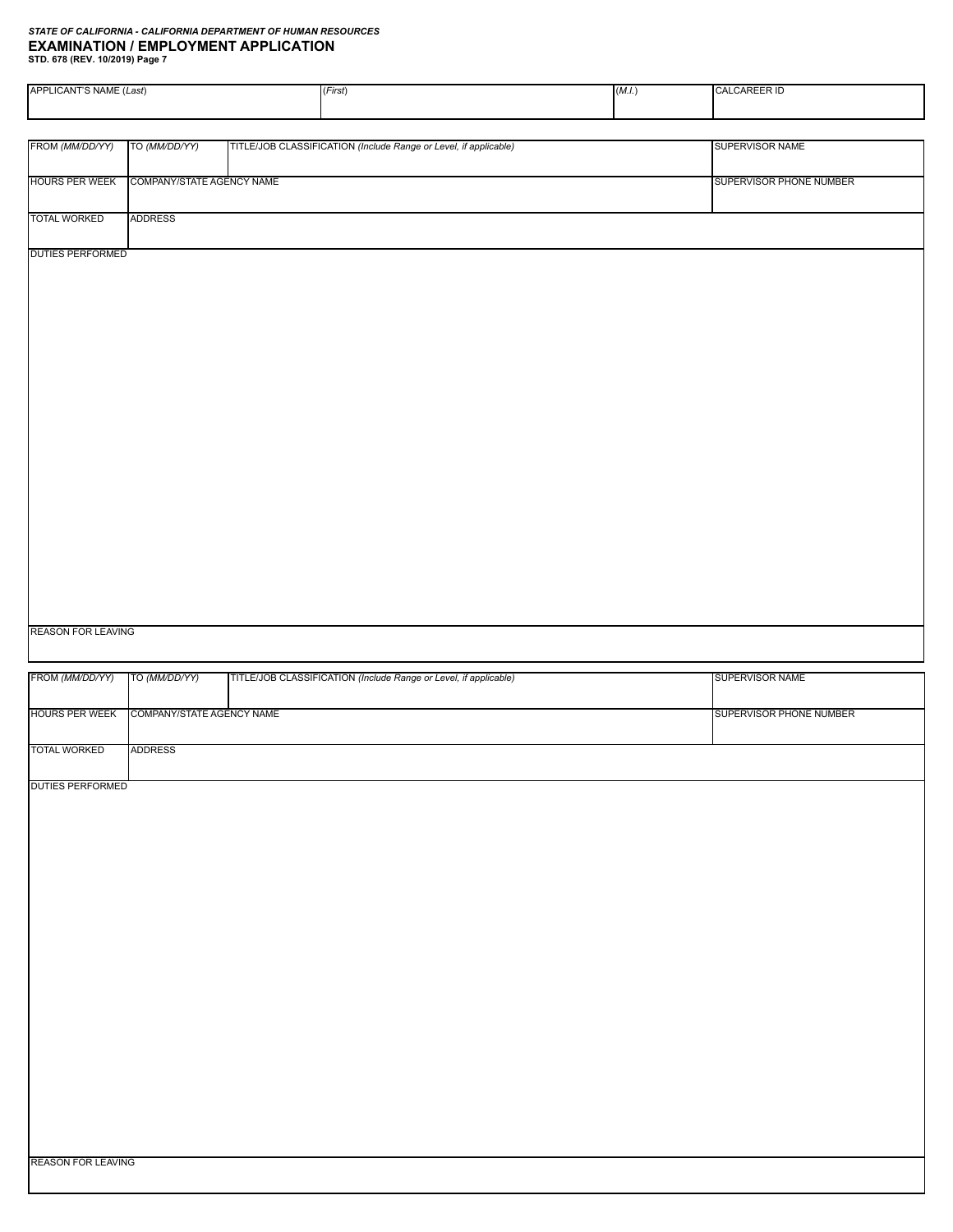*STATE OF CALIFORNIA - CALIFORNIA DEPARTMENT OF HUMAN RESOURCES*

**EXAMINATION / EMPLOYMENT APPLICATION**

**STD. 678 (REV. 10/2019) Page 7**

| APPLICANT'S NAME (*Last*) | (*First*) | (*M.I.*) | CALCAREER ID |
|---|---|---|---|
| | | | |

| FROM (*MM/DD/YY*) | TO (*MM/DD/YY*) | TITLE/JOB CLASSIFICATION (*Include Range or Level, if applicable*) | SUPERVISOR NAME |
|---|---|---|---|
| | | | |
| HOURS PER WEEK | COMPANY/STATE AGENCY NAME | | SUPERVISOR PHONE NUMBER |
| | | | |
| TOTAL WORKED | ADDRESS | | |
| | | | |
| DUTIES PERFORMED | | | |
| | | | |
| REASON FOR LEAVING | | | |
| | | | |

| FROM (*MM/DD/YY*) | TO (*MM/DD/YY*) | TITLE/JOB CLASSIFICATION (*Include Range or Level, if applicable*) | SUPERVISOR NAME |
|---|---|---|---|
| | | | |
| HOURS PER WEEK | COMPANY/STATE AGENCY NAME | | SUPERVISOR PHONE NUMBER |
| | | | |
| TOTAL WORKED | ADDRESS | | |
| | | | |
| DUTIES PERFORMED | | | |
| | | | |
| REASON FOR LEAVING | | | |
| | | | |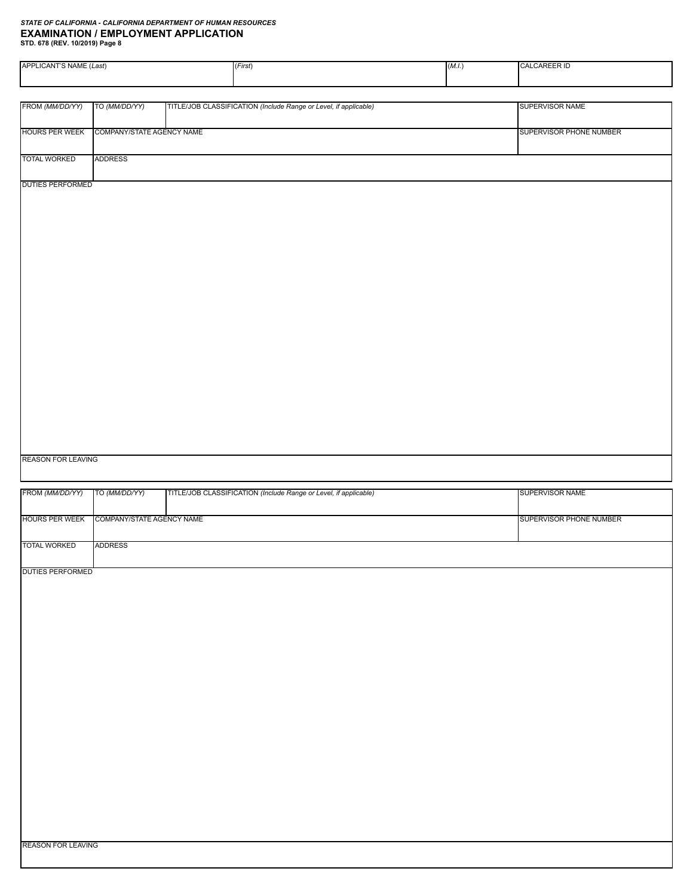*STATE OF CALIFORNIA - CALIFORNIA DEPARTMENT OF HUMAN RESOURCES*

**EXAMINATION / EMPLOYMENT APPLICATION**

**STD. 678 (REV. 10/2019) Page 8**

| APPLICANT'S NAME (*Last*) | (*First*) | (*M.I.*) | CALCAREER ID |
|---|---|---|---|
| | | | |

| FROM (*MM/DD/YY*) | TO (*MM/DD/YY*) | TITLE/JOB CLASSIFICATION (*Include Range or Level, if applicable*) | SUPERVISOR NAME |
|---|---|---|---|
| HOURS PER WEEK | COMPANY/STATE AGENCY NAME | | SUPERVISOR PHONE NUMBER |
| TOTAL WORKED | ADDRESS | | |
| DUTIES PERFORMED | | | |
| REASON FOR LEAVING | | | |

| FROM (*MM/DD/YY*) | TO (*MM/DD/YY*) | TITLE/JOB CLASSIFICATION (*Include Range or Level, if applicable*) | SUPERVISOR NAME |
|---|---|---|---|
| HOURS PER WEEK | COMPANY/STATE AGENCY NAME | | SUPERVISOR PHONE NUMBER |
| TOTAL WORKED | ADDRESS | | |
| DUTIES PERFORMED | | | |
| REASON FOR LEAVING | | | |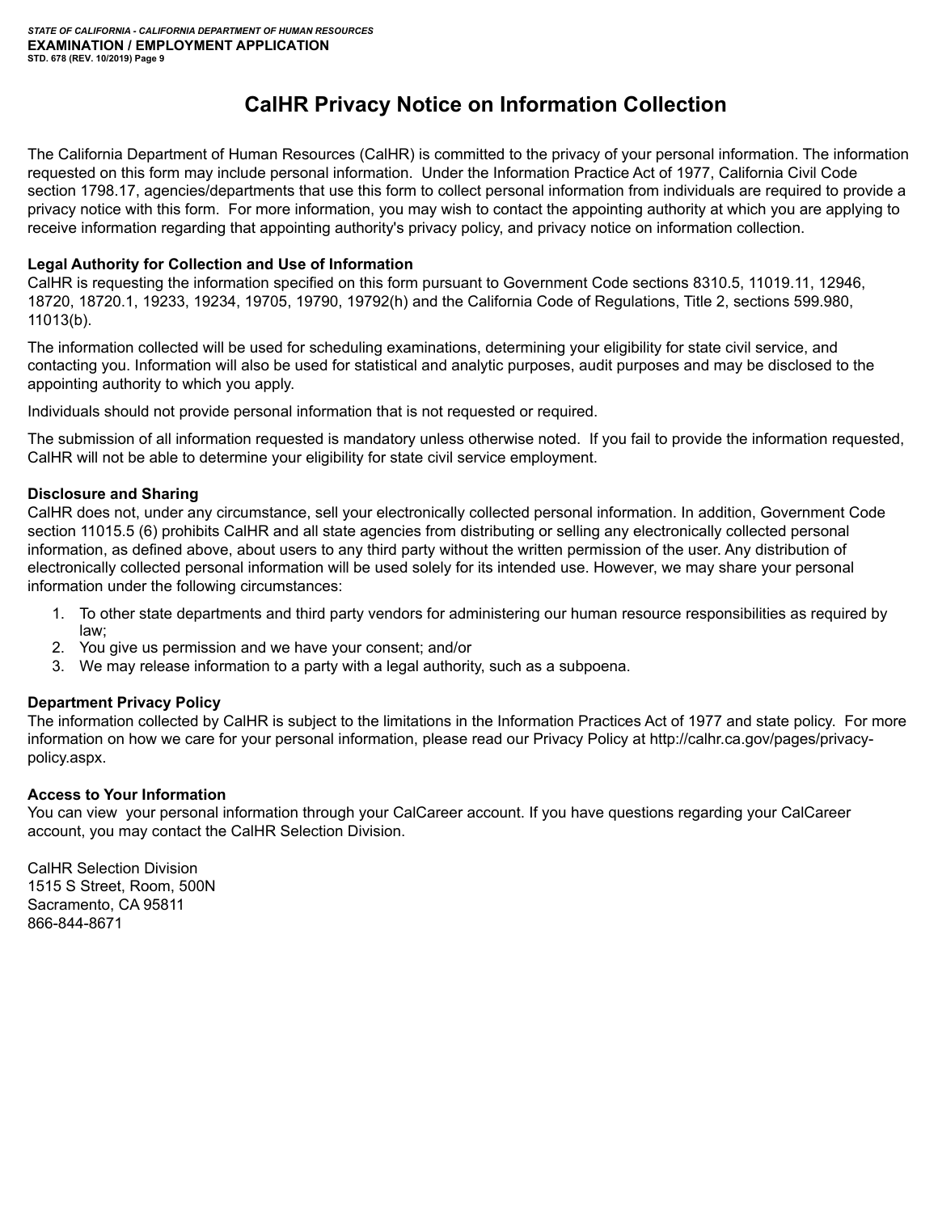# CalHR Privacy Notice on Information Collection

The California Department of Human Resources (CalHR) is committed to the privacy of your personal information. The information requested on this form may include personal information. Under the Information Practice Act of 1977, California Civil Code section 1798.17, agencies/departments that use this form to collect personal information from individuals are required to provide a privacy notice with this form. For more information, you may wish to contact the appointing authority at which you are applying to receive information regarding that appointing authority's privacy policy, and privacy notice on information collection.

**Legal Authority for Collection and Use of Information**

CalHR is requesting the information specified on this form pursuant to Government Code sections 8310.5, 11019.11, 12946, 18720, 18720.1, 19233, 19234, 19705, 19790, 19792(h) and the California Code of Regulations, Title 2, sections 599.980, 11013(b).

The information collected will be used for scheduling examinations, determining your eligibility for state civil service, and contacting you. Information will also be used for statistical and analytic purposes, audit purposes and may be disclosed to the appointing authority to which you apply.

Individuals should not provide personal information that is not requested or required.

The submission of all information requested is mandatory unless otherwise noted. If you fail to provide the information requested, CalHR will not be able to determine your eligibility for state civil service employment.

**Disclosure and Sharing**

CalHR does not, under any circumstance, sell your electronically collected personal information. In addition, Government Code section 11015.5 (6) prohibits CalHR and all state agencies from distributing or selling any electronically collected personal information, as defined above, about users to any third party without the written permission of the user. Any distribution of electronically collected personal information will be used solely for its intended use. However, we may share your personal information under the following circumstances:

1. To other state departments and third party vendors for administering our human resource responsibilities as required by law;
2. You give us permission and we have your consent; and/or
3. We may release information to a party with a legal authority, such as a subpoena.

**Department Privacy Policy**

The information collected by CalHR is subject to the limitations in the Information Practices Act of 1977 and state policy. For more information on how we care for your personal information, please read our Privacy Policy at http://calhr.ca.gov/pages/privacy-policy.aspx.

**Access to Your Information**

You can view your personal information through your CalCareer account. If you have questions regarding your CalCareer account, you may contact the CalHR Selection Division.

CalHR Selection Division
1515 S Street, Room, 500N
Sacramento, CA 95811
866-844-8671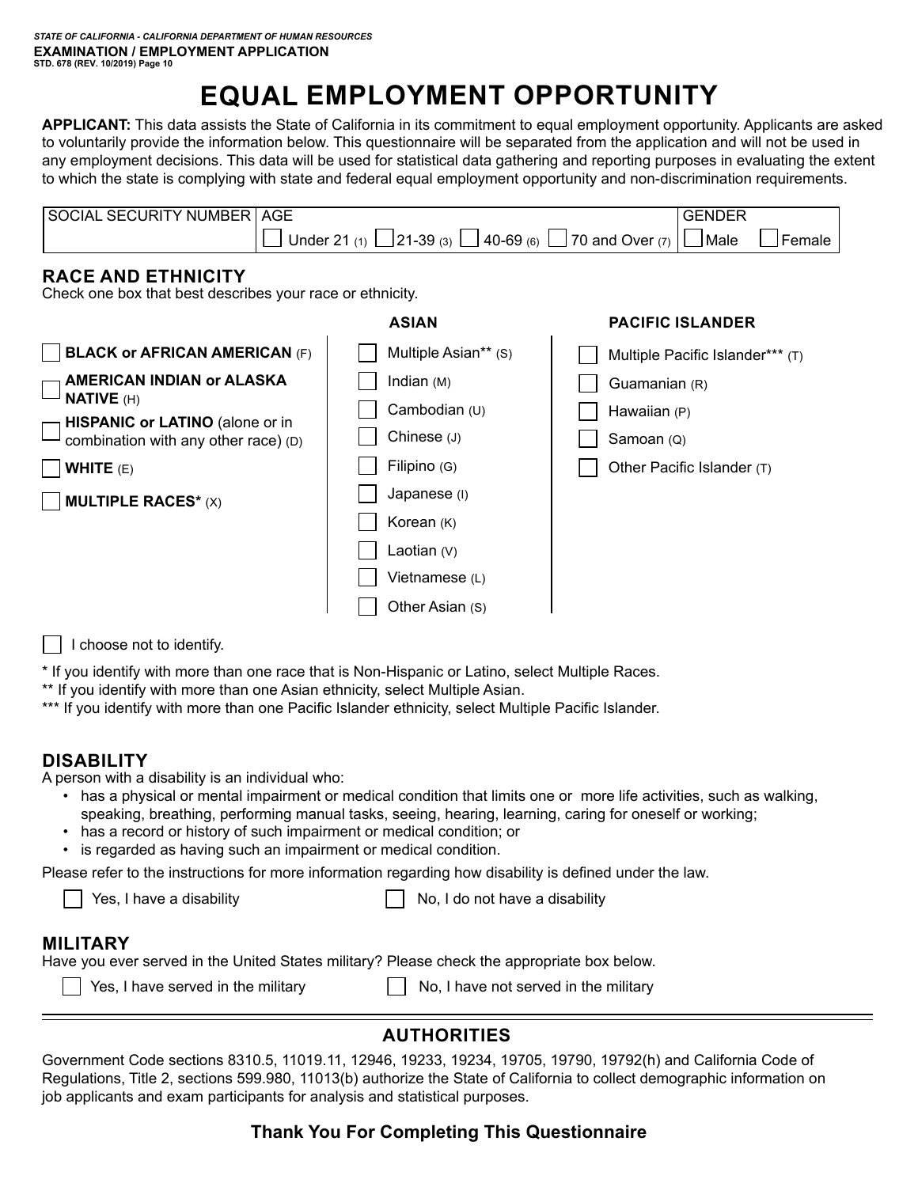STATE OF CALIFORNIA - CALIFORNIA DEPARTMENT OF HUMAN RESOURCES
**EXAMINATION / EMPLOYMENT APPLICATION**
**STD. 678 (REV. 10/2019) Page 10**

# EQUAL EMPLOYMENT OPPORTUNITY

**APPLICANT:** This data assists the State of California in its commitment to equal employment opportunity. Applicants are asked to voluntarily provide the information below. This questionnaire will be separated from the application and will not be used in any employment decisions. This data will be used for statistical data gathering and reporting purposes in evaluating the extent to which the state is complying with state and federal equal employment opportunity and non-discrimination requirements.

| SOCIAL SECURITY NUMBER | AGE | GENDER |
|---|---|---|
| | ☐ Under 21 (1) ☐ 21-39 (3) ☐ 40-69 (6) ☐ 70 and Over (7) | ☐ Male ☐ Female |

## RACE AND ETHNICITY

Check one box that best describes your race or ethnicity.

- ☐ **BLACK or AFRICAN AMERICAN** (F)
- ☐ **AMERICAN INDIAN or ALASKA NATIVE** (H)
- ☐ **HISPANIC or LATINO** (alone or in combination with any other race) (D)
- ☐ **WHITE** (E)
- ☐ **MULTIPLE RACES*** (X)

**ASIAN**

- ☐ Multiple Asian** (S)
- ☐ Indian (M)
- ☐ Cambodian (U)
- ☐ Chinese (J)
- ☐ Filipino (G)
- ☐ Japanese (I)
- ☐ Korean (K)
- ☐ Laotian (V)
- ☐ Vietnamese (L)
- ☐ Other Asian (S)

**PACIFIC ISLANDER**

- ☐ Multiple Pacific Islander*** (T)
- ☐ Guamanian (R)
- ☐ Hawaiian (P)
- ☐ Samoan (Q)
- ☐ Other Pacific Islander (T)

☐ I choose not to identify.

* If you identify with more than one race that is Non-Hispanic or Latino, select Multiple Races.
** If you identify with more than one Asian ethnicity, select Multiple Asian.
*** If you identify with more than one Pacific Islander ethnicity, select Multiple Pacific Islander.

## DISABILITY

A person with a disability is an individual who:

- has a physical or mental impairment or medical condition that limits one or more life activities, such as walking, speaking, breathing, performing manual tasks, seeing, hearing, learning, caring for oneself or working;
- has a record or history of such impairment or medical condition; or
- is regarded as having such an impairment or medical condition.

Please refer to the instructions for more information regarding how disability is defined under the law.

☐ Yes, I have a disability ☐ No, I do not have a disability

## MILITARY

Have you ever served in the United States military? Please check the appropriate box below.

☐ Yes, I have served in the military ☐ No, I have not served in the military

## AUTHORITIES

Government Code sections 8310.5, 11019.11, 12946, 19233, 19234, 19705, 19790, 19792(h) and California Code of Regulations, Title 2, sections 599.980, 11013(b) authorize the State of California to collect demographic information on job applicants and exam participants for analysis and statistical purposes.

**Thank You For Completing This Questionnaire**